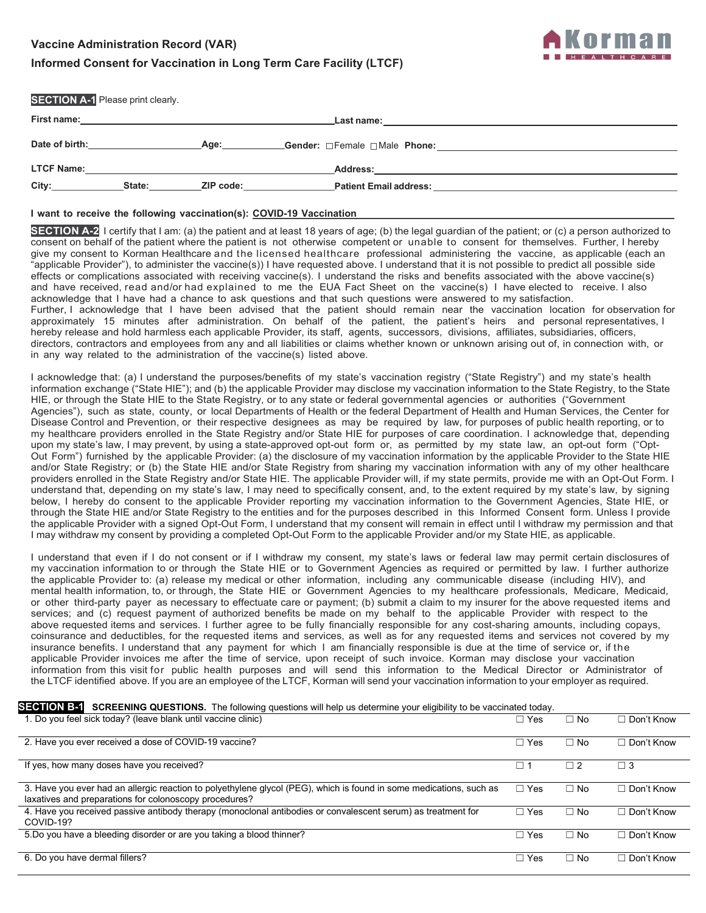**Vaccine Administration Record (VAR)**

**Informed Consent for Vaccination in Long Term Care Facility (LTCF)**

Korman HEALTHCARE

**SECTION A-1** Please print clearly.

**First name:** ______________________ **Last name:** ______________________

**Date of birth:** __________ **Age:** ______ **Gender:** ☐Female ☐Male **Phone:** ______________________

**LTCF Name:** ______________________ **Address:** ______________________

**City:** __________ **State:** ______ **ZIP code:** __________ **Patient Email address:** ______________________

**I want to receive the following vaccination(s): COVID-19 Vaccination**

**SECTION A-2** I certify that I am: (a) the patient and at least 18 years of age; (b) the legal guardian of the patient; or (c) a person authorized to consent on behalf of the patient where the patient is not otherwise competent or unable to consent for themselves. Further, I hereby give my consent to Korman Healthcare and the licensed healthcare professional administering the vaccine, as applicable (each an "applicable Provider"), to administer the vaccine(s)) I have requested above. I understand that it is not possible to predict all possible side effects or complications associated with receiving vaccine(s). I understand the risks and benefits associated with the above vaccine(s) and have received, read and/or had explained to me the EUA Fact Sheet on the vaccine(s) I have elected to receive. I also acknowledge that I have had a chance to ask questions and that such questions were answered to my satisfaction.
Further, I acknowledge that I have been advised that the patient should remain near the vaccination location for observation for approximately 15 minutes after administration. On behalf of the patient, the patient's heirs and personal representatives, I hereby release and hold harmless each applicable Provider, its staff, agents, successors, divisions, affiliates, subsidiaries, officers, directors, contractors and employees from any and all liabilities or claims whether known or unknown arising out of, in connection with, or in any way related to the administration of the vaccine(s) listed above.

I acknowledge that: (a) I understand the purposes/benefits of my state's vaccination registry ("State Registry") and my state's health information exchange ("State HIE"); and (b) the applicable Provider may disclose my vaccination information to the State Registry, to the State HIE, or through the State HIE to the State Registry, or to any state or federal governmental agencies or authorities ("Government Agencies"), such as state, county, or local Departments of Health or the federal Department of Health and Human Services, the Center for Disease Control and Prevention, or their respective designees as may be required by law, for purposes of public health reporting, or to my healthcare providers enrolled in the State Registry and/or State HIE for purposes of care coordination. I acknowledge that, depending upon my state's law, I may prevent, by using a state-approved opt-out form or, as permitted by my state law, an opt-out form ("Opt-Out Form") furnished by the applicable Provider: (a) the disclosure of my vaccination information by the applicable Provider to the State HIE and/or State Registry; or (b) the State HIE and/or State Registry from sharing my vaccination information with any of my other healthcare providers enrolled in the State Registry and/or State HIE. The applicable Provider will, if my state permits, provide me with an Opt-Out Form. I understand that, depending on my state's law, I may need to specifically consent, and, to the extent required by my state's law, by signing below, I hereby do consent to the applicable Provider reporting my vaccination information to the Government Agencies, State HIE, or through the State HIE and/or State Registry to the entities and for the purposes described in this Informed Consent form. Unless I provide the applicable Provider with a signed Opt-Out Form, I understand that my consent will remain in effect until I withdraw my permission and that I may withdraw my consent by providing a completed Opt-Out Form to the applicable Provider and/or my State HIE, as applicable.

I understand that even if I do not consent or if I withdraw my consent, my state's laws or federal law may permit certain disclosures of my vaccination information to or through the State HIE or to Government Agencies as required or permitted by law. I further authorize the applicable Provider to: (a) release my medical or other information, including any communicable disease (including HIV), and mental health information, to, or through, the State HIE or Government Agencies to my healthcare professionals, Medicare, Medicaid, or other third-party payer as necessary to effectuate care or payment; (b) submit a claim to my insurer for the above requested items and services; and (c) request payment of authorized benefits be made on my behalf to the applicable Provider with respect to the above requested items and services. I further agree to be fully financially responsible for any cost-sharing amounts, including copays, coinsurance and deductibles, for the requested items and services, as well as for any requested items and services not covered by my insurance benefits. I understand that any payment for which I am financially responsible is due at the time of service or, if the applicable Provider invoices me after the time of service, upon receipt of such invoice. Korman may disclose your vaccination information from this visit for public health purposes and will send this information to the Medical Director or Administrator of the LTCF identified above. If you are an employee of the LTCF, Korman will send your vaccination information to your employer as required.

**SECTION B-1 SCREENING QUESTIONS.** The following questions will help us determine your eligibility to be vaccinated today.

| Question | | | |
|---|---|---|---|
| 1. Do you feel sick today? (leave blank until vaccine clinic) | ☐ Yes | ☐ No | ☐ Don't Know |
| 2. Have you ever received a dose of COVID-19 vaccine? | ☐ Yes | ☐ No | ☐ Don't Know |
| If yes, how many doses have you received? | ☐ 1 | ☐ 2 | ☐ 3 |
| 3. Have you ever had an allergic reaction to polyethylene glycol (PEG), which is found in some medications, such as laxatives and preparations for colonoscopy procedures? | ☐ Yes | ☐ No | ☐ Don't Know |
| 4. Have you received passive antibody therapy (monoclonal antibodies or convalescent serum) as treatment for COVID-19? | ☐ Yes | ☐ No | ☐ Don't Know |
| 5.Do you have a bleeding disorder or are you taking a blood thinner? | ☐ Yes | ☐ No | ☐ Don't Know |
| 6. Do you have dermal fillers? | ☐ Yes | ☐ No | ☐ Don't Know |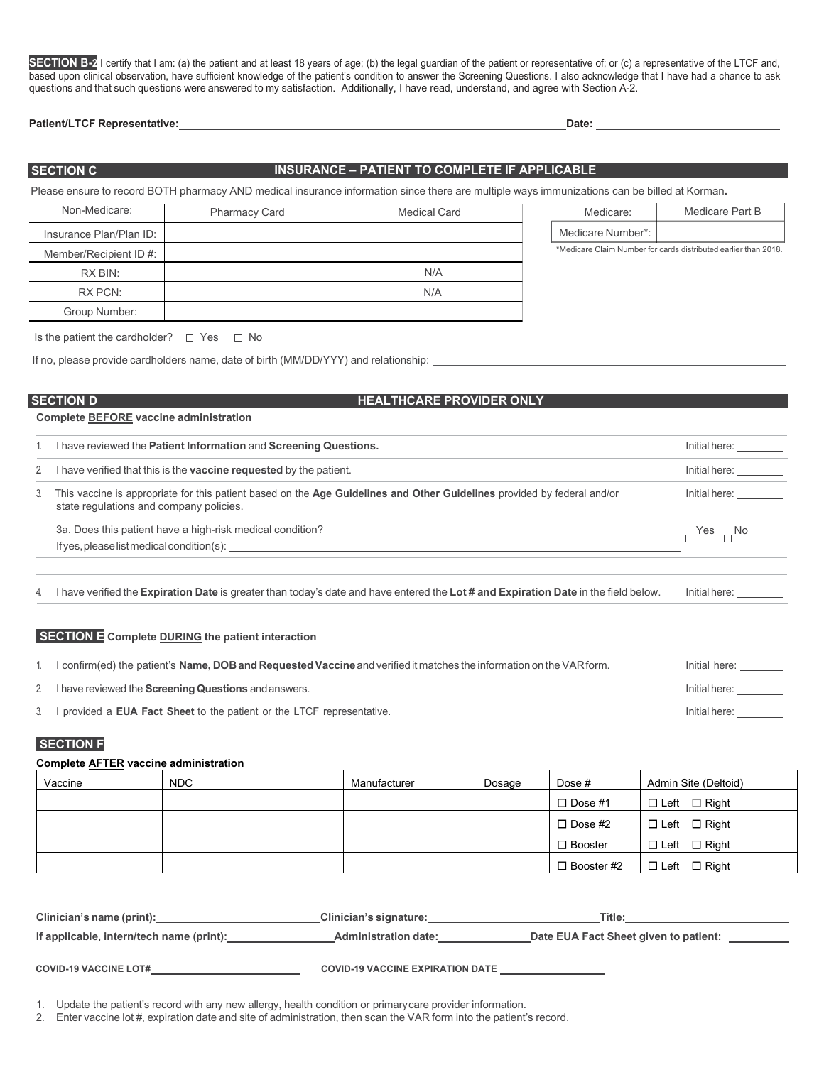**SECTION B-2** I certify that I am: (a) the patient and at least 18 years of age; (b) the legal guardian of the patient or representative of; or (c) a representative of the LTCF and, based upon clinical observation, have sufficient knowledge of the patient's condition to answer the Screening Questions. I also acknowledge that I have had a chance to ask questions and that such questions were answered to my satisfaction. Additionally, I have read, understand, and agree with Section A-2.

**Patient/LTCF Representative:** ______________________________ **Date:** ______________

## SECTION C — INSURANCE – PATIENT TO COMPLETE IF APPLICABLE

Please ensure to record BOTH pharmacy AND medical insurance information since there are multiple ways immunizations can be billed at Korman**.**

| Non-Medicare: | Pharmacy Card | Medical Card |
|---|---|---|
| Insurance Plan/Plan ID: | | |
| Member/Recipient ID #: | | |
| RX BIN: | | N/A |
| RX PCN: | | N/A |
| Group Number: | | |

| Medicare: | Medicare Part B |
|---|---|
| Medicare Number*: | |

*Medicare Claim Number for cards distributed earlier than 2018.

Is the patient the cardholder? ☐ Yes ☐ No

If no, please provide cardholders name, date of birth (MM/DD/YYY) and relationship: ______________________________

## SECTION D — HEALTHCARE PROVIDER ONLY

**Complete BEFORE vaccine administration**

1. I have reviewed the **Patient Information** and **Screening Questions.** Initial here: ________
2. I have verified that this is the **vaccine requested** by the patient. Initial here: ________
3. This vaccine is appropriate for this patient based on the **Age Guidelines and Other Guidelines** provided by federal and/or state regulations and company policies. Initial here: ________

   3a. Does this patient have a high-risk medical condition? ☐ Yes ☐ No
   If yes, please list medical condition(s): ______________________________

4. I have verified the **Expiration Date** is greater than today's date and have entered the **Lot # and Expiration Date** in the field below. Initial here: ________

## SECTION E Complete DURING the patient interaction

1. I confirm(ed) the patient's **Name, DOB and Requested Vaccine** and verified it matches the information on the VAR form. Initial here: ________
2. I have reviewed the **Screening Questions** and answers. Initial here: ________
3. I provided a **EUA Fact Sheet** to the patient or the LTCF representative. Initial here: ________

## SECTION F

**Complete AFTER vaccine administration**

| Vaccine | NDC | Manufacturer | Dosage | Dose # | Admin Site (Deltoid) |
|---|---|---|---|---|---|
| | | | | ☐ Dose #1 | ☐ Left ☐ Right |
| | | | | ☐ Dose #2 | ☐ Left ☐ Right |
| | | | | ☐ Booster | ☐ Left ☐ Right |
| | | | | ☐ Booster #2 | ☐ Left ☐ Right |

**Clinician's name (print):** ______________ **Clinician's signature:** ______________ **Title:** ______________

**If applicable, intern/tech name (print):** ______________ **Administration date:** ______________ **Date EUA Fact Sheet given to patient:** ______________

**COVID-19 VACCINE LOT#** ______________ **COVID-19 VACCINE EXPIRATION DATE** ______________

1. Update the patient's record with any new allergy, health condition or primary care provider information.
2. Enter vaccine lot #, expiration date and site of administration, then scan the VAR form into the patient's record.